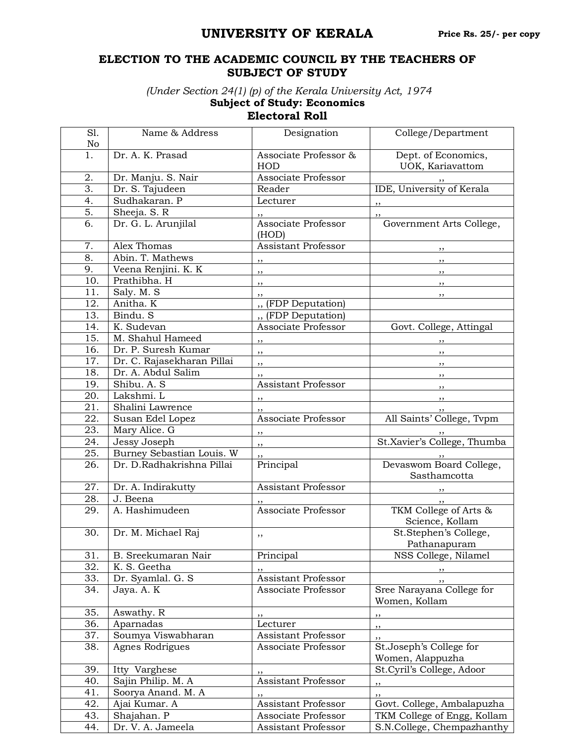# UNIVERSITY OF KERALA

**Price Rs. 25/- per copy**

## ELECTION TO THE ACADEMIC COUNCIL BY THE TEACHERS OF SUBJECT OF STUDY

*(Under Section 24(1) (p) of the Kerala University Act, 1974*

**Subject of Study: Economics**

**Electoral Roll**

| Sl. No | Name & Address | Designation | College/Department |
|---|---|---|---|
| 1. | Dr. A. K. Prasad | Associate Professor & HOD | Dept. of Economics, UOK, Kariavattom |
| 2. | Dr. Manju. S. Nair | Associate Professor | ,, |
| 3. | Dr. S. Tajudeen | Reader | IDE, University of Kerala |
| 4. | Sudhakaran. P | Lecturer | ,, |
| 5. | Sheeja. S. R | ,, | ,, |
| 6. | Dr. G. L. Arunjilal | Associate Professor (HOD) | Government Arts College, |
| 7. | Alex Thomas | Assistant Professor | ,, |
| 8. | Abin. T. Mathews | ,, | ,, |
| 9. | Veena Renjini. K. K | ,, | ,, |
| 10. | Prathibha. H | ,, | ,, |
| 11. | Saly. M. S | ,, | ,, |
| 12. | Anitha. K | ,, (FDP Deputation) | |
| 13. | Bindu. S | ,, (FDP Deputation) | |
| 14. | K. Sudevan | Associate Professor | Govt. College, Attingal |
| 15. | M. Shahul Hameed | ,, | ,, |
| 16. | Dr. P. Suresh Kumar | ,, | ,, |
| 17. | Dr. C. Rajasekharan Pillai | ,, | ,, |
| 18. | Dr. A. Abdul Salim | ,, | ,, |
| 19. | Shibu. A. S | Assistant Professor | ,, |
| 20. | Lakshmi. L | ,, | ,, |
| 21. | Shalini Lawrence | ,, | ,, |
| 22. | Susan Edel Lopez | Associate Professor | All Saints' College, Tvpm |
| 23. | Mary Alice. G | ,, | ,, |
| 24. | Jessy Joseph | ,, | St.Xavier's College, Thumba |
| 25. | Burney Sebastian Louis. W | ,, | ,, |
| 26. | Dr. D.Radhakrishna Pillai | Principal | Devaswom Board College, Sasthamcotta |
| 27. | Dr. A. Indirakutty | Assistant Professor | ,, |
| 28. | J. Beena | ,, | ,, |
| 29. | A. Hashimudeen | Associate Professor | TKM College of Arts & Science, Kollam |
| 30. | Dr. M. Michael Raj | ,, | St.Stephen's College, Pathanapuram |
| 31. | B. Sreekumaran Nair | Principal | NSS College, Nilamel |
| 32. | K. S. Geetha | ,, | ,, |
| 33. | Dr. Syamlal. G. S | Assistant Professor | ,, |
| 34. | Jaya. A. K | Associate Professor | Sree Narayana College for Women, Kollam |
| 35. | Aswathy. R | ,, | ,, |
| 36. | Aparnadas | Lecturer | ,, |
| 37. | Soumya Viswabharan | Assistant Professor | ,, |
| 38. | Agnes Rodrigues | Associate Professor | St.Joseph's College for Women, Alappuzha |
| 39. | Itty Varghese | ,, | St.Cyril's College, Adoor |
| 40. | Sajin Philip. M. A | Assistant Professor | ,, |
| 41. | Soorya Anand. M. A | ,, | ,, |
| 42. | Ajai Kumar. A | Assistant Professor | Govt. College, Ambalapuzha |
| 43. | Shajahan. P | Associate Professor | TKM College of Engg, Kollam |
| 44. | Dr. V. A. Jameela | Assistant Professor | S.N.College, Chempazhanthy |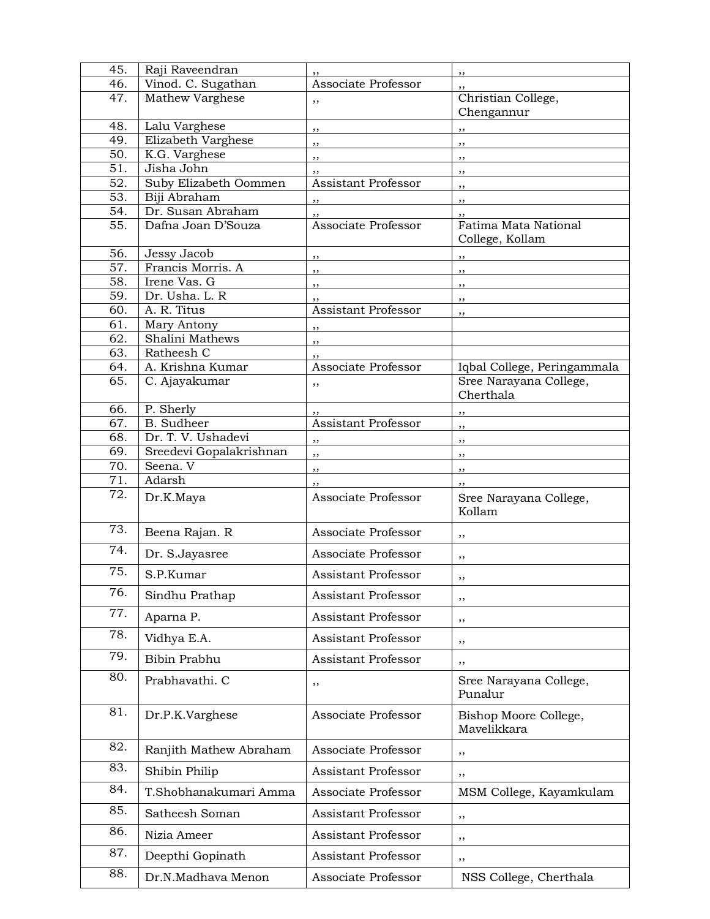| 45. | Raji Raveendran | ,, | ,, |
|---|---|---|---|
| 46. | Vinod. C. Sugathan | Associate Professor | ,, |
| 47. | Mathew Varghese | ,, | Christian College, Chengannur |
| 48. | Lalu Varghese | ,, | ,, |
| 49. | Elizabeth Varghese | ,, | ,, |
| 50. | K.G. Varghese | ,, | ,, |
| 51. | Jisha John | ,, | ,, |
| 52. | Suby Elizabeth Oommen | Assistant Professor | ,, |
| 53. | Biji Abraham | ,, | ,, |
| 54. | Dr. Susan Abraham | ,, | ,, |
| 55. | Dafna Joan D'Souza | Associate Professor | Fatima Mata National College, Kollam |
| 56. | Jessy Jacob | ,, | ,, |
| 57. | Francis Morris. A | ,, | ,, |
| 58. | Irene Vas. G | ,, | ,, |
| 59. | Dr. Usha. L. R | ,, | ,, |
| 60. | A. R. Titus | Assistant Professor | ,, |
| 61. | Mary Antony | ,, | |
| 62. | Shalini Mathews | ,, | |
| 63. | Ratheesh C | ,, | |
| 64. | A. Krishna Kumar | Associate Professor | Iqbal College, Peringammala |
| 65. | C. Ajayakumar | ,, | Sree Narayana College, Cherthala |
| 66. | P. Sherly | ,, | ,, |
| 67. | B. Sudheer | Assistant Professor | ,, |
| 68. | Dr. T. V. Ushadevi | ,, | ,, |
| 69. | Sreedevi Gopalakrishnan | ,, | ,, |
| 70. | Seena. V | ,, | ,, |
| 71. | Adarsh | ,, | ,, |
| 72. | Dr.K.Maya | Associate Professor | Sree Narayana College, Kollam |
| 73. | Beena Rajan. R | Associate Professor | ,, |
| 74. | Dr. S.Jayasree | Associate Professor | ,, |
| 75. | S.P.Kumar | Assistant Professor | ,, |
| 76. | Sindhu Prathap | Assistant Professor | ,, |
| 77. | Aparna P. | Assistant Professor | ,, |
| 78. | Vidhya E.A. | Assistant Professor | ,, |
| 79. | Bibin Prabhu | Assistant Professor | ,, |
| 80. | Prabhavathi. C | ,, | Sree Narayana College, Punalur |
| 81. | Dr.P.K.Varghese | Associate Professor | Bishop Moore College, Mavelikkara |
| 82. | Ranjith Mathew Abraham | Associate Professor | ,, |
| 83. | Shibin Philip | Assistant Professor | ,, |
| 84. | T.Shobhanakumari Amma | Associate Professor | MSM College, Kayamkulam |
| 85. | Satheesh Soman | Assistant Professor | ,, |
| 86. | Nizia Ameer | Assistant Professor | ,, |
| 87. | Deepthi Gopinath | Assistant Professor | ,, |
| 88. | Dr.N.Madhava Menon | Associate Professor | NSS College, Cherthala |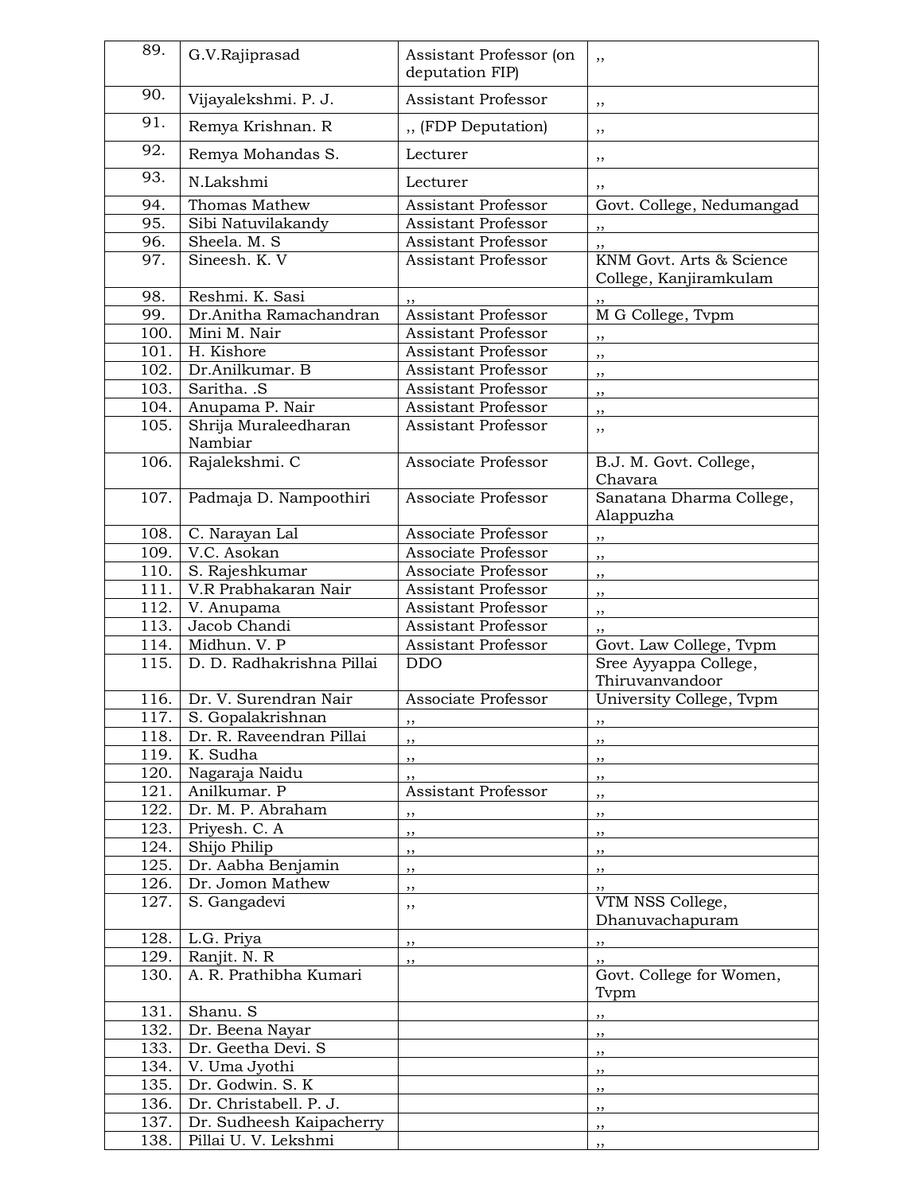| 89. | G.V.Rajiprasad | Assistant Professor (on deputation FIP) | ,, |
|---|---|---|---|
| 90. | Vijayalekshmi. P. J. | Assistant Professor | ,, |
| 91. | Remya Krishnan. R | ,, (FDP Deputation) | ,, |
| 92. | Remya Mohandas S. | Lecturer | ,, |
| 93. | N.Lakshmi | Lecturer | ,, |
| 94. | Thomas Mathew | Assistant Professor | Govt. College, Nedumangad |
| 95. | Sibi Natuvilakandy | Assistant Professor | ,, |
| 96. | Sheela. M. S | Assistant Professor | ,, |
| 97. | Sineesh. K. V | Assistant Professor | KNM Govt. Arts & Science College, Kanjiramkulam |
| 98. | Reshmi. K. Sasi | ,, | ,, |
| 99. | Dr.Anitha Ramachandran | Assistant Professor | M G College, Tvpm |
| 100. | Mini M. Nair | Assistant Professor | ,, |
| 101. | H. Kishore | Assistant Professor | ,, |
| 102. | Dr.Anilkumar. B | Assistant Professor | ,, |
| 103. | Saritha. .S | Assistant Professor | ,, |
| 104. | Anupama P. Nair | Assistant Professor | ,, |
| 105. | Shrija Muraleedharan Nambiar | Assistant Professor | ,, |
| 106. | Rajalekshmi. C | Associate Professor | B.J. M. Govt. College, Chavara |
| 107. | Padmaja D. Nampoothiri | Associate Professor | Sanatana Dharma College, Alappuzha |
| 108. | C. Narayan Lal | Associate Professor | ,, |
| 109. | V.C. Asokan | Associate Professor | ,, |
| 110. | S. Rajeshkumar | Associate Professor | ,, |
| 111. | V.R Prabhakaran Nair | Assistant Professor | ,, |
| 112. | V. Anupama | Assistant Professor | ,, |
| 113. | Jacob Chandi | Assistant Professor | ,, |
| 114. | Midhun. V. P | Assistant Professor | Govt. Law College, Tvpm |
| 115. | D. D. Radhakrishna Pillai | DDO | Sree Ayyappa College, Thiruvanvandoor |
| 116. | Dr. V. Surendran Nair | Associate Professor | University College, Tvpm |
| 117. | S. Gopalakrishnan | ,, | ,, |
| 118. | Dr. R. Raveendran Pillai | ,, | ,, |
| 119. | K. Sudha | ,, | ,, |
| 120. | Nagaraja Naidu | ,, | ,, |
| 121. | Anilkumar. P | Assistant Professor | ,, |
| 122. | Dr. M. P. Abraham | ,, | ,, |
| 123. | Priyesh. C. A | ,, | ,, |
| 124. | Shijo Philip | ,, | ,, |
| 125. | Dr. Aabha Benjamin | ,, | ,, |
| 126. | Dr. Jomon Mathew | ,, | ,, |
| 127. | S. Gangadevi | ,, | VTM NSS College, Dhanuvachapuram |
| 128. | L.G. Priya | ,, | ,, |
| 129. | Ranjit. N. R | ,, | ,, |
| 130. | A. R. Prathibha Kumari | | Govt. College for Women, Tvpm |
| 131. | Shanu. S | | ,, |
| 132. | Dr. Beena Nayar | | ,, |
| 133. | Dr. Geetha Devi. S | | ,, |
| 134. | V. Uma Jyothi | | ,, |
| 135. | Dr. Godwin. S. K | | ,, |
| 136. | Dr. Christabell. P. J. | | ,, |
| 137. | Dr. Sudheesh Kaipacherry | | ,, |
| 138. | Pillai U. V. Lekshmi | | ,, |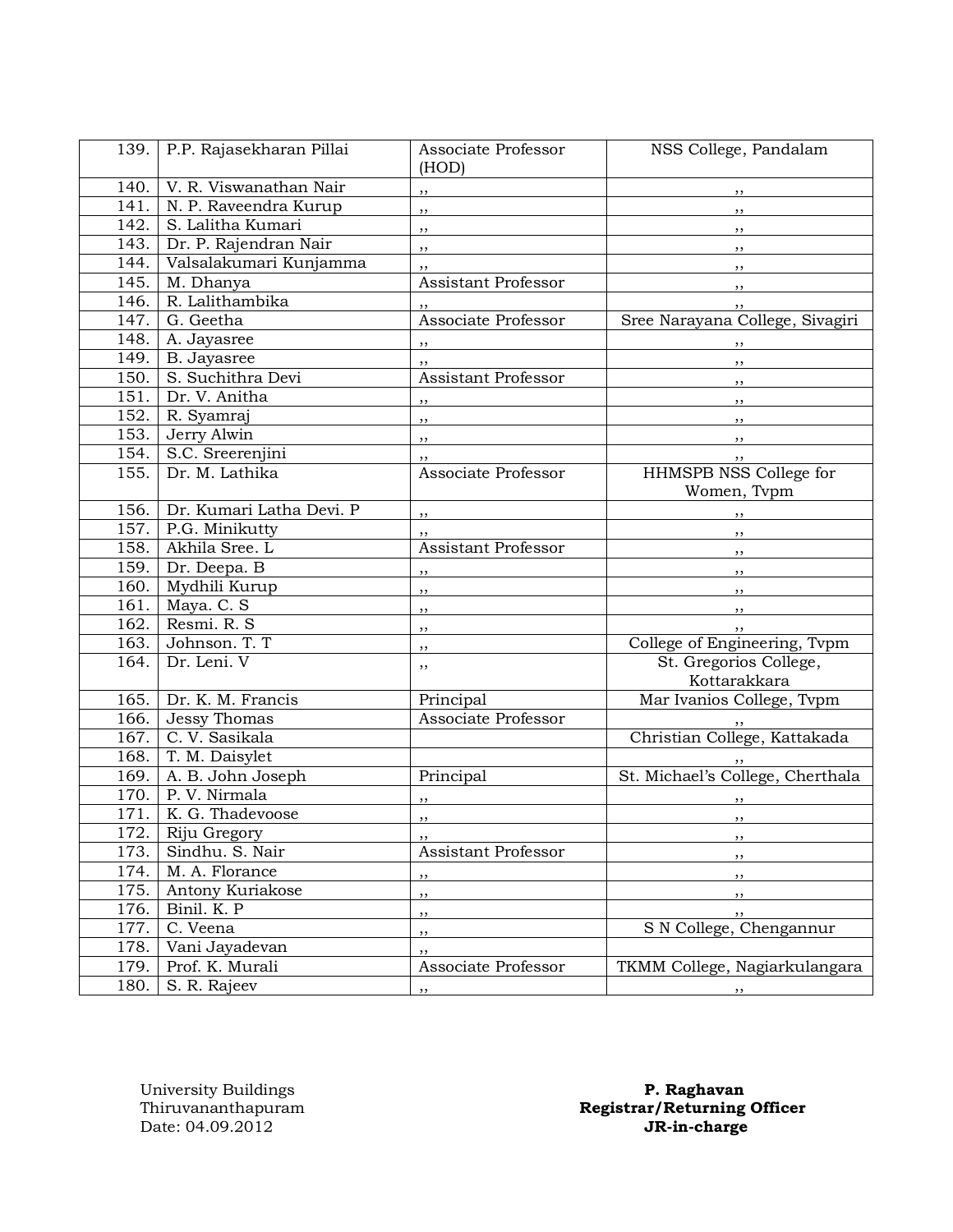| | | | |
|---|---|---|---|
| 139. | P.P. Rajasekharan Pillai | Associate Professor (HOD) | NSS College, Pandalam |
| 140. | V. R. Viswanathan Nair | ,, | ,, |
| 141. | N. P. Raveendra Kurup | ,, | ,, |
| 142. | S. Lalitha Kumari | ,, | ,, |
| 143. | Dr. P. Rajendran Nair | ,, | ,, |
| 144. | Valsalakumari Kunjamma | ,, | ,, |
| 145. | M. Dhanya | Assistant Professor | ,, |
| 146. | R. Lalithambika | ,, | ,, |
| 147. | G. Geetha | Associate Professor | Sree Narayana College, Sivagiri |
| 148. | A. Jayasree | ,, | ,, |
| 149. | B. Jayasree | ,, | ,, |
| 150. | S. Suchithra Devi | Assistant Professor | ,, |
| 151. | Dr. V. Anitha | ,, | ,, |
| 152. | R. Syamraj | ,, | ,, |
| 153. | Jerry Alwin | ,, | ,, |
| 154. | S.C. Sreerenjini | ,, | ,, |
| 155. | Dr. M. Lathika | Associate Professor | HHMSPB NSS College for Women, Tvpm |
| 156. | Dr. Kumari Latha Devi. P | ,, | ,, |
| 157. | P.G. Minikutty | ,, | ,, |
| 158. | Akhila Sree. L | Assistant Professor | ,, |
| 159. | Dr. Deepa. B | ,, | ,, |
| 160. | Mydhili Kurup | ,, | ,, |
| 161. | Maya. C. S | ,, | ,, |
| 162. | Resmi. R. S | ,, | ,, |
| 163. | Johnson. T. T | ,, | College of Engineering, Tvpm |
| 164. | Dr. Leni. V | ,, | St. Gregorios College, Kottarakkara |
| 165. | Dr. K. M. Francis | Principal | Mar Ivanios College, Tvpm |
| 166. | Jessy Thomas | Associate Professor | ,, |
| 167. | C. V. Sasikala | | Christian College, Kattakada |
| 168. | T. M. Daisylet | | ,, |
| 169. | A. B. John Joseph | Principal | St. Michael's College, Cherthala |
| 170. | P. V. Nirmala | ,, | ,, |
| 171. | K. G. Thadevoose | ,, | ,, |
| 172. | Riju Gregory | ,, | ,, |
| 173. | Sindhu. S. Nair | Assistant Professor | ,, |
| 174. | M. A. Florance | ,, | ,, |
| 175. | Antony Kuriakose | ,, | ,, |
| 176. | Binil. K. P | ,, | ,, |
| 177. | C. Veena | ,, | S N College, Chengannur |
| 178. | Vani Jayadevan | ,, | |
| 179. | Prof. K. Murali | Associate Professor | TKMM College, Nagiarkulangara |
| 180. | S. R. Rajeev | ,, | ,, |

University Buildings
Thiruvananthapuram
Date: 04.09.2012

**P. Raghavan**
**Registrar/Returning Officer**
**JR-in-charge**